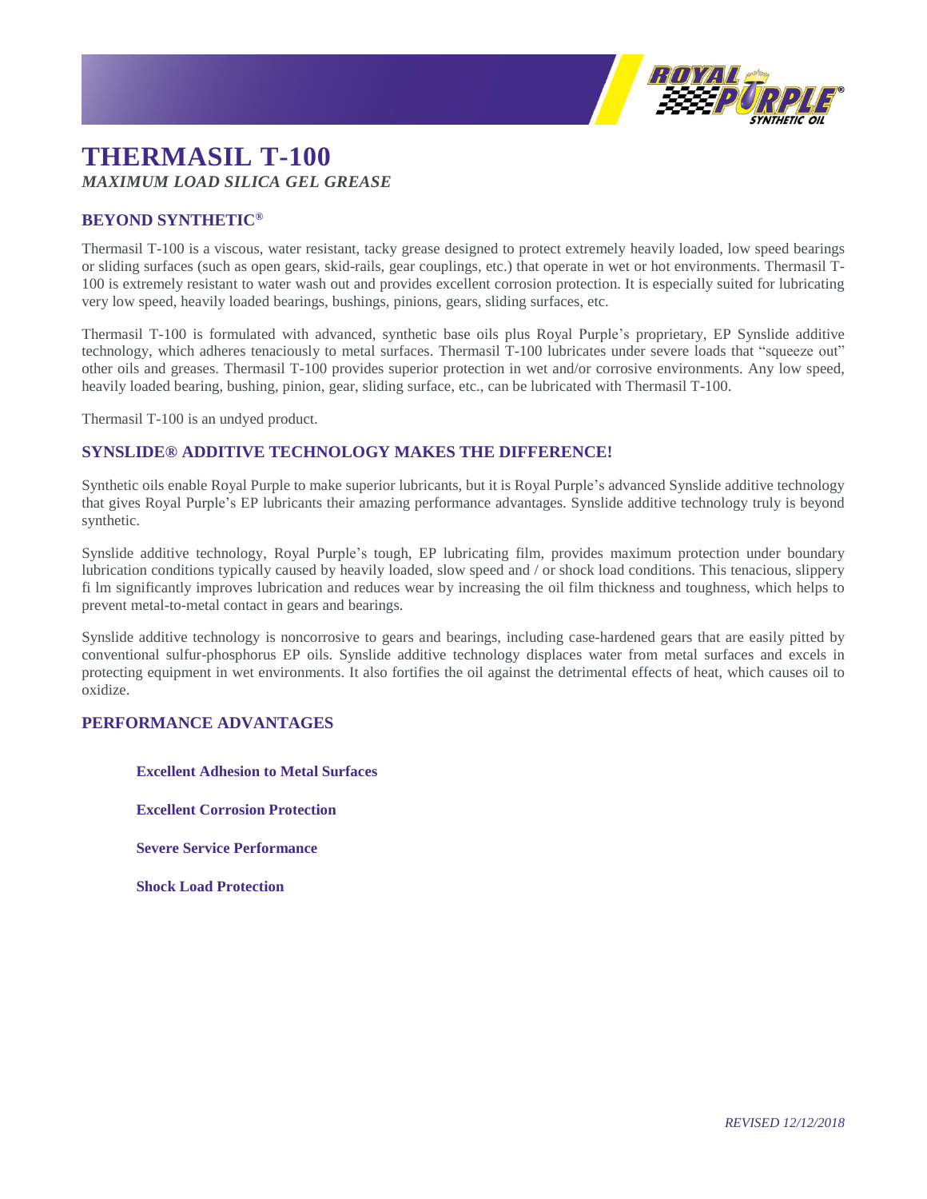# THERMASIL T-100

*MAXIMUM LOAD SILICA GEL GREASE*

## BEYOND SYNTHETIC®

Thermasil T-100 is a viscous, water resistant, tacky grease designed to protect extremely heavily loaded, low speed bearings or sliding surfaces (such as open gears, skid-rails, gear couplings, etc.) that operate in wet or hot environments. Thermasil T-100 is extremely resistant to water wash out and provides excellent corrosion protection. It is especially suited for lubricating very low speed, heavily loaded bearings, bushings, pinions, gears, sliding surfaces, etc.

Thermasil T-100 is formulated with advanced, synthetic base oils plus Royal Purple's proprietary, EP Synslide additive technology, which adheres tenaciously to metal surfaces. Thermasil T-100 lubricates under severe loads that "squeeze out" other oils and greases. Thermasil T-100 provides superior protection in wet and/or corrosive environments. Any low speed, heavily loaded bearing, bushing, pinion, gear, sliding surface, etc., can be lubricated with Thermasil T-100.

Thermasil T-100 is an undyed product.

## SYNSLIDE® ADDITIVE TECHNOLOGY MAKES THE DIFFERENCE!

Synthetic oils enable Royal Purple to make superior lubricants, but it is Royal Purple's advanced Synslide additive technology that gives Royal Purple's EP lubricants their amazing performance advantages. Synslide additive technology truly is beyond synthetic.

Synslide additive technology, Royal Purple's tough, EP lubricating film, provides maximum protection under boundary lubrication conditions typically caused by heavily loaded, slow speed and / or shock load conditions. This tenacious, slippery fi lm significantly improves lubrication and reduces wear by increasing the oil film thickness and toughness, which helps to prevent metal-to-metal contact in gears and bearings.

Synslide additive technology is noncorrosive to gears and bearings, including case-hardened gears that are easily pitted by conventional sulfur-phosphorus EP oils. Synslide additive technology displaces water from metal surfaces and excels in protecting equipment in wet environments. It also fortifies the oil against the detrimental effects of heat, which causes oil to oxidize.

## PERFORMANCE ADVANTAGES

- **Excellent Adhesion to Metal Surfaces**
- **Excellent Corrosion Protection**
- **Severe Service Performance**
- **Shock Load Protection**

*REVISED 12/12/2018*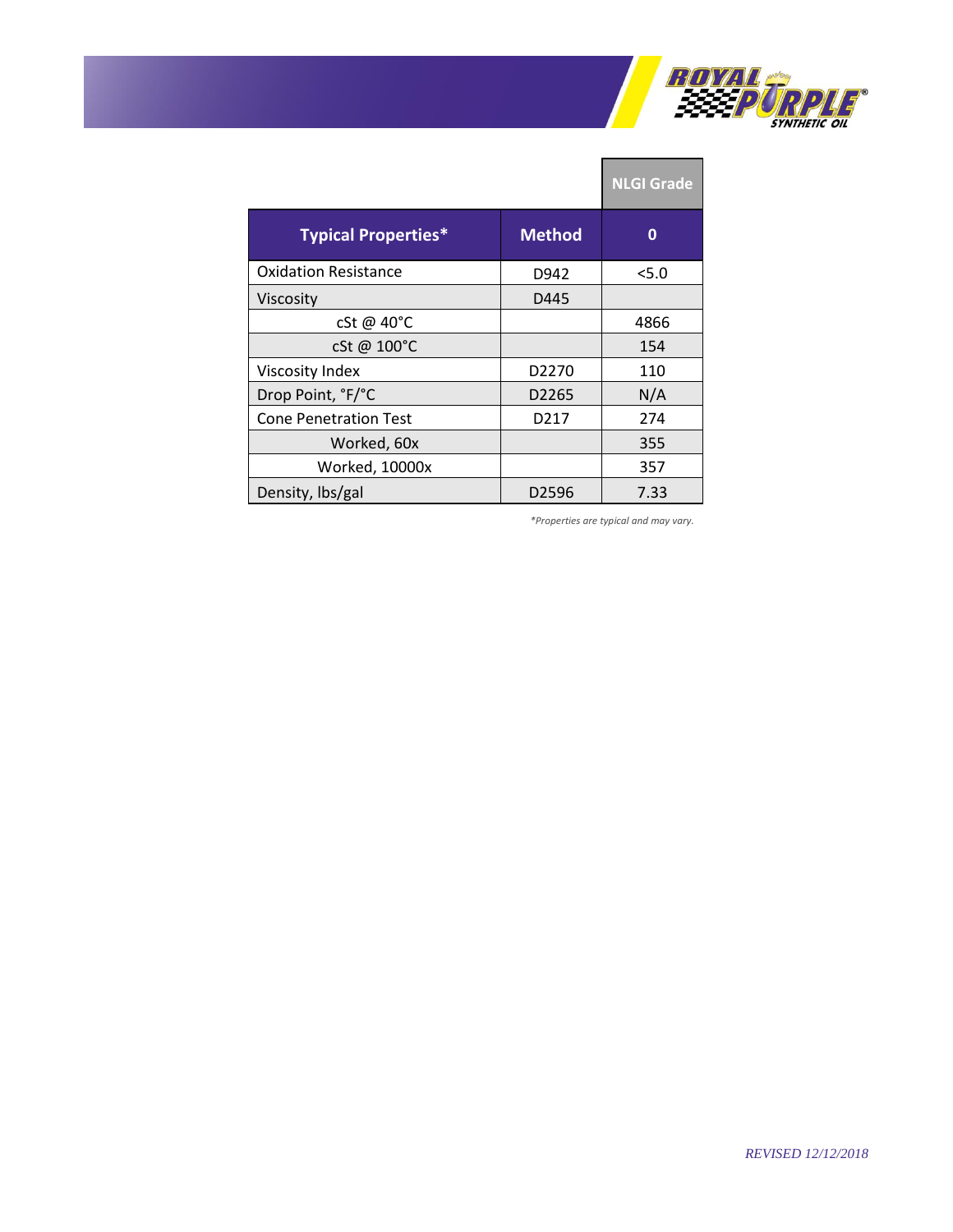| Typical Properties* | Method | NLGI Grade 0 |
| --- | --- | --- |
| Oxidation Resistance | D942 | <5.0 |
| Viscosity | D445 | |
| cSt @ 40°C | | 4866 |
| cSt @ 100°C | | 154 |
| Viscosity Index | D2270 | 110 |
| Drop Point, °F/°C | D2265 | N/A |
| Cone Penetration Test | D217 | 274 |
| Worked, 60x | | 355 |
| Worked, 10000x | | 357 |
| Density, lbs/gal | D2596 | 7.33 |

*\*Properties are typical and may vary.*

*REVISED 12/12/2018*